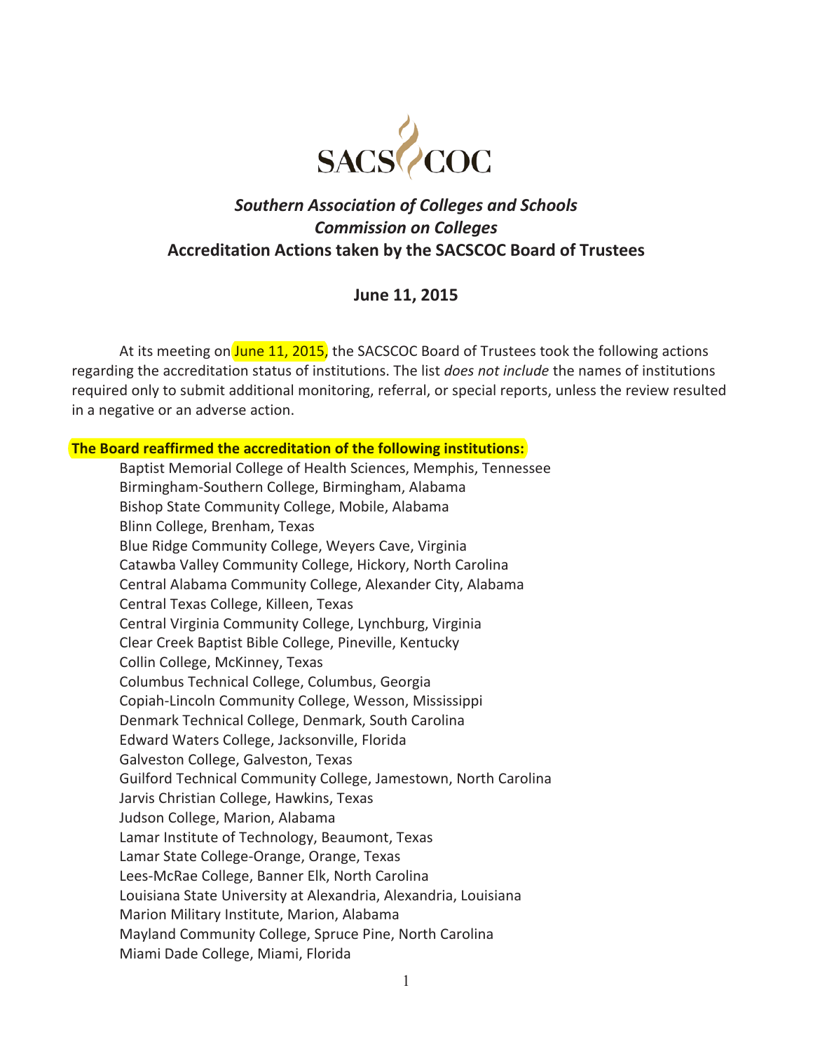SACS COC

# *Southern Association of Colleges and Schools*
## *Commission on Colleges*
## Accreditation Actions taken by the SACSCOC Board of Trustees

### June 11, 2015

At its meeting on June 11, 2015, the SACSCOC Board of Trustees took the following actions regarding the accreditation status of institutions. The list *does not include* the names of institutions required only to submit additional monitoring, referral, or special reports, unless the review resulted in a negative or an adverse action.

**The Board reaffirmed the accreditation of the following institutions:**

Baptist Memorial College of Health Sciences, Memphis, Tennessee
Birmingham-Southern College, Birmingham, Alabama
Bishop State Community College, Mobile, Alabama
Blinn College, Brenham, Texas
Blue Ridge Community College, Weyers Cave, Virginia
Catawba Valley Community College, Hickory, North Carolina
Central Alabama Community College, Alexander City, Alabama
Central Texas College, Killeen, Texas
Central Virginia Community College, Lynchburg, Virginia
Clear Creek Baptist Bible College, Pineville, Kentucky
Collin College, McKinney, Texas
Columbus Technical College, Columbus, Georgia
Copiah-Lincoln Community College, Wesson, Mississippi
Denmark Technical College, Denmark, South Carolina
Edward Waters College, Jacksonville, Florida
Galveston College, Galveston, Texas
Guilford Technical Community College, Jamestown, North Carolina
Jarvis Christian College, Hawkins, Texas
Judson College, Marion, Alabama
Lamar Institute of Technology, Beaumont, Texas
Lamar State College-Orange, Orange, Texas
Lees-McRae College, Banner Elk, North Carolina
Louisiana State University at Alexandria, Alexandria, Louisiana
Marion Military Institute, Marion, Alabama
Mayland Community College, Spruce Pine, North Carolina
Miami Dade College, Miami, Florida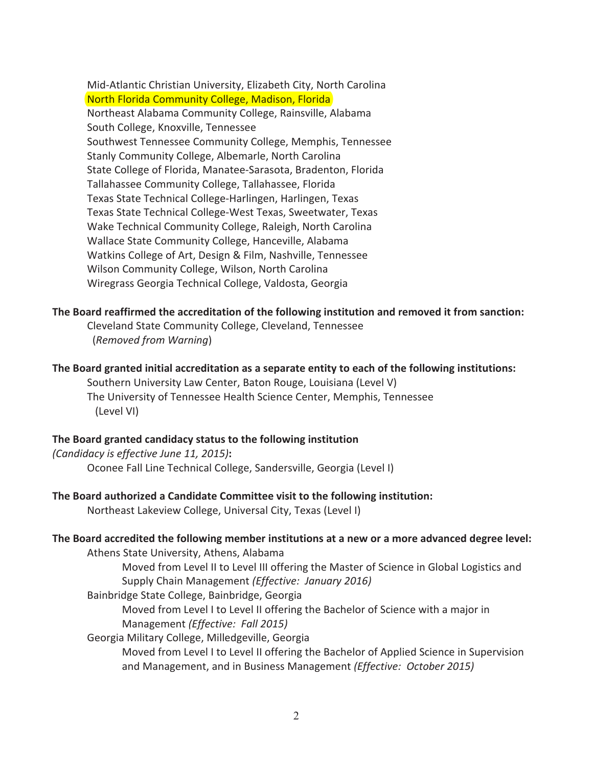Mid-Atlantic Christian University, Elizabeth City, North Carolina
North Florida Community College, Madison, Florida
Northeast Alabama Community College, Rainsville, Alabama
South College, Knoxville, Tennessee
Southwest Tennessee Community College, Memphis, Tennessee
Stanly Community College, Albemarle, North Carolina
State College of Florida, Manatee-Sarasota, Bradenton, Florida
Tallahassee Community College, Tallahassee, Florida
Texas State Technical College-Harlingen, Harlingen, Texas
Texas State Technical College-West Texas, Sweetwater, Texas
Wake Technical Community College, Raleigh, North Carolina
Wallace State Community College, Hanceville, Alabama
Watkins College of Art, Design & Film, Nashville, Tennessee
Wilson Community College, Wilson, North Carolina
Wiregrass Georgia Technical College, Valdosta, Georgia

**The Board reaffirmed the accreditation of the following institution and removed it from sanction:**

Cleveland State Community College, Cleveland, Tennessee
(*Removed from Warning*)

**The Board granted initial accreditation as a separate entity to each of the following institutions:**

Southern University Law Center, Baton Rouge, Louisiana (Level V)
The University of Tennessee Health Science Center, Memphis, Tennessee (Level VI)

**The Board granted candidacy status to the following institution** *(Candidacy is effective June 11, 2015)***:**

Oconee Fall Line Technical College, Sandersville, Georgia (Level I)

**The Board authorized a Candidate Committee visit to the following institution:**

Northeast Lakeview College, Universal City, Texas (Level I)

**The Board accredited the following member institutions at a new or a more advanced degree level:**

Athens State University, Athens, Alabama
- Moved from Level II to Level III offering the Master of Science in Global Logistics and Supply Chain Management *(Effective: January 2016)*

Bainbridge State College, Bainbridge, Georgia
- Moved from Level I to Level II offering the Bachelor of Science with a major in Management *(Effective: Fall 2015)*

Georgia Military College, Milledgeville, Georgia
- Moved from Level I to Level II offering the Bachelor of Applied Science in Supervision and Management, and in Business Management *(Effective: October 2015)*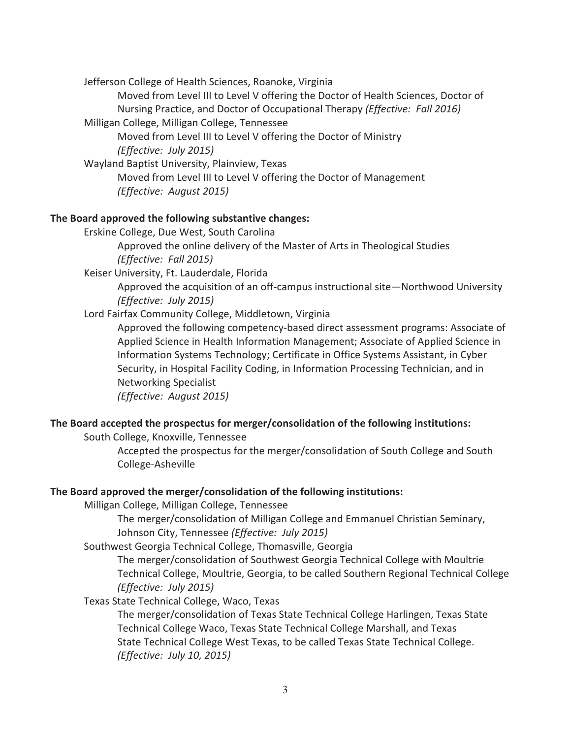Jefferson College of Health Sciences, Roanoke, Virginia

Moved from Level III to Level V offering the Doctor of Health Sciences, Doctor of Nursing Practice, and Doctor of Occupational Therapy *(Effective: Fall 2016)*

Milligan College, Milligan College, Tennessee

Moved from Level III to Level V offering the Doctor of Ministry *(Effective: July 2015)*

Wayland Baptist University, Plainview, Texas

Moved from Level III to Level V offering the Doctor of Management *(Effective: August 2015)*

**The Board approved the following substantive changes:**

Erskine College, Due West, South Carolina

Approved the online delivery of the Master of Arts in Theological Studies *(Effective: Fall 2015)*

Keiser University, Ft. Lauderdale, Florida

Approved the acquisition of an off-campus instructional site—Northwood University *(Effective: July 2015)*

Lord Fairfax Community College, Middletown, Virginia

Approved the following competency-based direct assessment programs: Associate of Applied Science in Health Information Management; Associate of Applied Science in Information Systems Technology; Certificate in Office Systems Assistant, in Cyber Security, in Hospital Facility Coding, in Information Processing Technician, and in Networking Specialist *(Effective: August 2015)*

**The Board accepted the prospectus for merger/consolidation of the following institutions:**

South College, Knoxville, Tennessee

Accepted the prospectus for the merger/consolidation of South College and South College-Asheville

**The Board approved the merger/consolidation of the following institutions:**

Milligan College, Milligan College, Tennessee

The merger/consolidation of Milligan College and Emmanuel Christian Seminary, Johnson City, Tennessee *(Effective: July 2015)*

Southwest Georgia Technical College, Thomasville, Georgia

The merger/consolidation of Southwest Georgia Technical College with Moultrie Technical College, Moultrie, Georgia, to be called Southern Regional Technical College *(Effective: July 2015)*

Texas State Technical College, Waco, Texas

The merger/consolidation of Texas State Technical College Harlingen, Texas State Technical College Waco, Texas State Technical College Marshall, and Texas State Technical College West Texas, to be called Texas State Technical College. *(Effective: July 10, 2015)*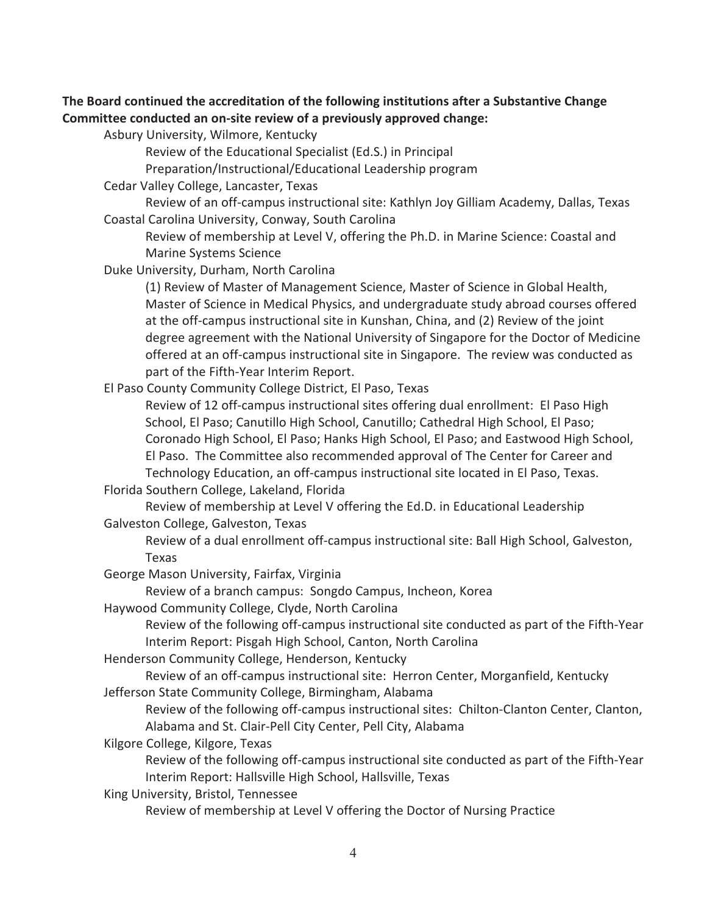**The Board continued the accreditation of the following institutions after a Substantive Change Committee conducted an on-site review of a previously approved change:**

Asbury University, Wilmore, Kentucky

Review of the Educational Specialist (Ed.S.) in Principal Preparation/Instructional/Educational Leadership program

Cedar Valley College, Lancaster, Texas

Review of an off-campus instructional site: Kathlyn Joy Gilliam Academy, Dallas, Texas

Coastal Carolina University, Conway, South Carolina

Review of membership at Level V, offering the Ph.D. in Marine Science: Coastal and Marine Systems Science

Duke University, Durham, North Carolina

(1) Review of Master of Management Science, Master of Science in Global Health, Master of Science in Medical Physics, and undergraduate study abroad courses offered at the off-campus instructional site in Kunshan, China, and (2) Review of the joint degree agreement with the National University of Singapore for the Doctor of Medicine offered at an off-campus instructional site in Singapore. The review was conducted as part of the Fifth-Year Interim Report.

El Paso County Community College District, El Paso, Texas

Review of 12 off-campus instructional sites offering dual enrollment: El Paso High School, El Paso; Canutillo High School, Canutillo; Cathedral High School, El Paso; Coronado High School, El Paso; Hanks High School, El Paso; and Eastwood High School, El Paso. The Committee also recommended approval of The Center for Career and Technology Education, an off-campus instructional site located in El Paso, Texas.

Florida Southern College, Lakeland, Florida

Review of membership at Level V offering the Ed.D. in Educational Leadership

Galveston College, Galveston, Texas

Review of a dual enrollment off-campus instructional site: Ball High School, Galveston, Texas

George Mason University, Fairfax, Virginia

Review of a branch campus: Songdo Campus, Incheon, Korea

Haywood Community College, Clyde, North Carolina

Review of the following off-campus instructional site conducted as part of the Fifth-Year Interim Report: Pisgah High School, Canton, North Carolina

Henderson Community College, Henderson, Kentucky

Review of an off-campus instructional site: Herron Center, Morganfield, Kentucky

Jefferson State Community College, Birmingham, Alabama

Review of the following off-campus instructional sites: Chilton-Clanton Center, Clanton, Alabama and St. Clair-Pell City Center, Pell City, Alabama

Kilgore College, Kilgore, Texas

Review of the following off-campus instructional site conducted as part of the Fifth-Year Interim Report: Hallsville High School, Hallsville, Texas

King University, Bristol, Tennessee

Review of membership at Level V offering the Doctor of Nursing Practice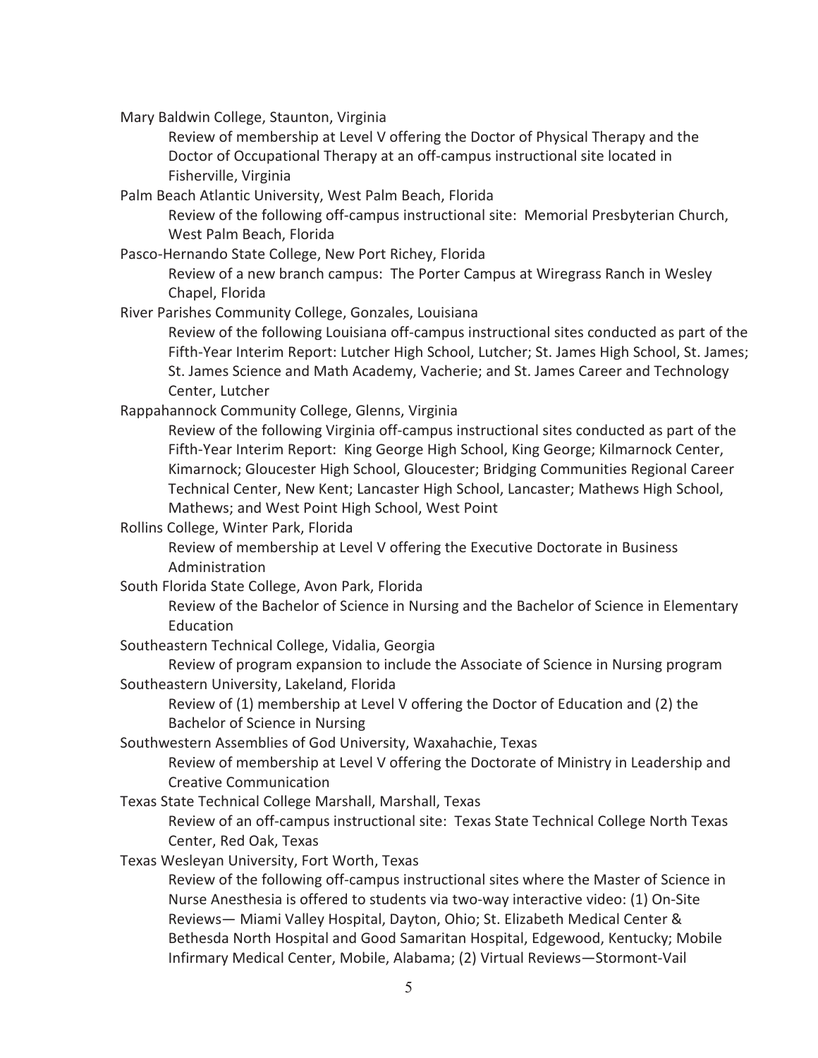Mary Baldwin College, Staunton, Virginia

Review of membership at Level V offering the Doctor of Physical Therapy and the Doctor of Occupational Therapy at an off-campus instructional site located in Fisherville, Virginia

Palm Beach Atlantic University, West Palm Beach, Florida

Review of the following off-campus instructional site: Memorial Presbyterian Church, West Palm Beach, Florida

Pasco-Hernando State College, New Port Richey, Florida

Review of a new branch campus: The Porter Campus at Wiregrass Ranch in Wesley Chapel, Florida

River Parishes Community College, Gonzales, Louisiana

Review of the following Louisiana off-campus instructional sites conducted as part of the Fifth-Year Interim Report: Lutcher High School, Lutcher; St. James High School, St. James; St. James Science and Math Academy, Vacherie; and St. James Career and Technology Center, Lutcher

Rappahannock Community College, Glenns, Virginia

Review of the following Virginia off-campus instructional sites conducted as part of the Fifth-Year Interim Report: King George High School, King George; Kilmarnock Center, Kimarnock; Gloucester High School, Gloucester; Bridging Communities Regional Career Technical Center, New Kent; Lancaster High School, Lancaster; Mathews High School, Mathews; and West Point High School, West Point

Rollins College, Winter Park, Florida

Review of membership at Level V offering the Executive Doctorate in Business Administration

South Florida State College, Avon Park, Florida

Review of the Bachelor of Science in Nursing and the Bachelor of Science in Elementary Education

Southeastern Technical College, Vidalia, Georgia

Review of program expansion to include the Associate of Science in Nursing program

Southeastern University, Lakeland, Florida

Review of (1) membership at Level V offering the Doctor of Education and (2) the Bachelor of Science in Nursing

Southwestern Assemblies of God University, Waxahachie, Texas

Review of membership at Level V offering the Doctorate of Ministry in Leadership and Creative Communication

Texas State Technical College Marshall, Marshall, Texas

Review of an off-campus instructional site: Texas State Technical College North Texas Center, Red Oak, Texas

Texas Wesleyan University, Fort Worth, Texas

Review of the following off-campus instructional sites where the Master of Science in Nurse Anesthesia is offered to students via two-way interactive video: (1) On-Site Reviews— Miami Valley Hospital, Dayton, Ohio; St. Elizabeth Medical Center & Bethesda North Hospital and Good Samaritan Hospital, Edgewood, Kentucky; Mobile Infirmary Medical Center, Mobile, Alabama; (2) Virtual Reviews—Stormont-Vail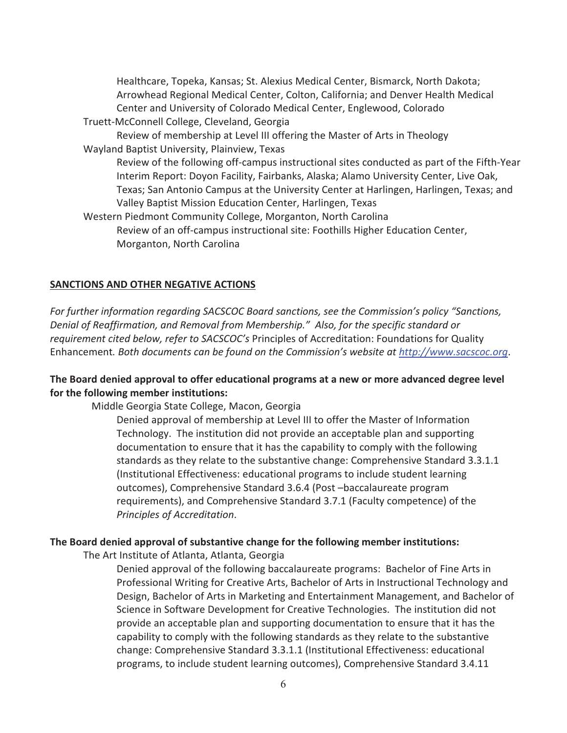Healthcare, Topeka, Kansas; St. Alexius Medical Center, Bismarck, North Dakota; Arrowhead Regional Medical Center, Colton, California; and Denver Health Medical Center and University of Colorado Medical Center, Englewood, Colorado

Truett-McConnell College, Cleveland, Georgia

Review of membership at Level III offering the Master of Arts in Theology

Wayland Baptist University, Plainview, Texas

Review of the following off-campus instructional sites conducted as part of the Fifth-Year Interim Report: Doyon Facility, Fairbanks, Alaska; Alamo University Center, Live Oak, Texas; San Antonio Campus at the University Center at Harlingen, Harlingen, Texas; and Valley Baptist Mission Education Center, Harlingen, Texas

Western Piedmont Community College, Morganton, North Carolina

Review of an off-campus instructional site: Foothills Higher Education Center, Morganton, North Carolina

## SANCTIONS AND OTHER NEGATIVE ACTIONS

*For further information regarding SACSCOC Board sanctions, see the Commission's policy "Sanctions, Denial of Reaffirmation, and Removal from Membership." Also, for the specific standard or requirement cited below, refer to SACSCOC's* Principles of Accreditation: Foundations for Quality Enhancement*. Both documents can be found on the Commission's website at [http://www.sacscoc.org](http://www.sacscoc.org).*

**The Board denied approval to offer educational programs at a new or more advanced degree level for the following member institutions:**

Middle Georgia State College, Macon, Georgia

Denied approval of membership at Level III to offer the Master of Information Technology. The institution did not provide an acceptable plan and supporting documentation to ensure that it has the capability to comply with the following standards as they relate to the substantive change: Comprehensive Standard 3.3.1.1 (Institutional Effectiveness: educational programs to include student learning outcomes), Comprehensive Standard 3.6.4 (Post –baccalaureate program requirements), and Comprehensive Standard 3.7.1 (Faculty competence) of the *Principles of Accreditation*.

**The Board denied approval of substantive change for the following member institutions:**

The Art Institute of Atlanta, Atlanta, Georgia

Denied approval of the following baccalaureate programs: Bachelor of Fine Arts in Professional Writing for Creative Arts, Bachelor of Arts in Instructional Technology and Design, Bachelor of Arts in Marketing and Entertainment Management, and Bachelor of Science in Software Development for Creative Technologies. The institution did not provide an acceptable plan and supporting documentation to ensure that it has the capability to comply with the following standards as they relate to the substantive change: Comprehensive Standard 3.3.1.1 (Institutional Effectiveness: educational programs, to include student learning outcomes), Comprehensive Standard 3.4.11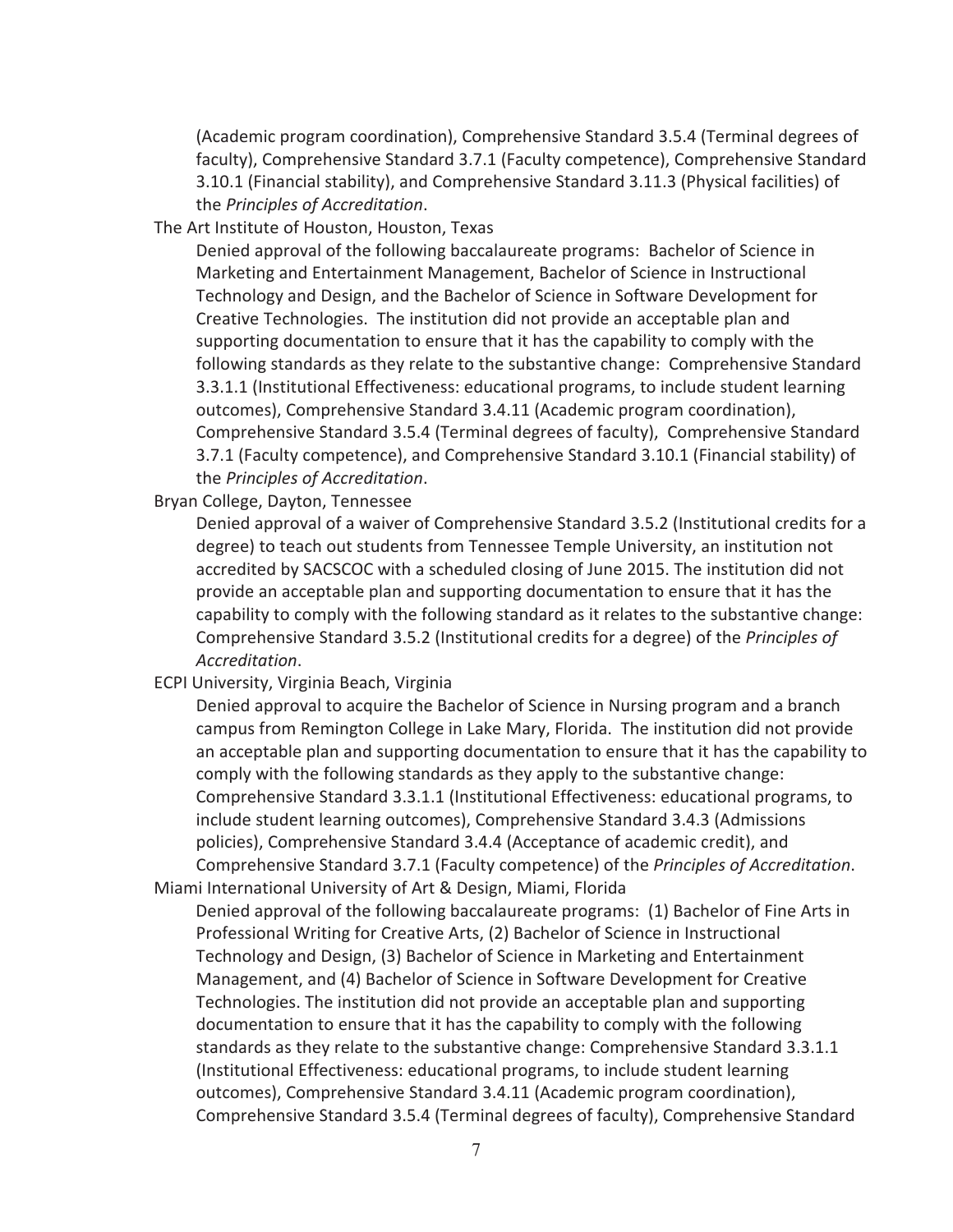(Academic program coordination), Comprehensive Standard 3.5.4 (Terminal degrees of faculty), Comprehensive Standard 3.7.1 (Faculty competence), Comprehensive Standard 3.10.1 (Financial stability), and Comprehensive Standard 3.11.3 (Physical facilities) of the *Principles of Accreditation*.

The Art Institute of Houston, Houston, Texas

Denied approval of the following baccalaureate programs: Bachelor of Science in Marketing and Entertainment Management, Bachelor of Science in Instructional Technology and Design, and the Bachelor of Science in Software Development for Creative Technologies. The institution did not provide an acceptable plan and supporting documentation to ensure that it has the capability to comply with the following standards as they relate to the substantive change: Comprehensive Standard 3.3.1.1 (Institutional Effectiveness: educational programs, to include student learning outcomes), Comprehensive Standard 3.4.11 (Academic program coordination), Comprehensive Standard 3.5.4 (Terminal degrees of faculty), Comprehensive Standard 3.7.1 (Faculty competence), and Comprehensive Standard 3.10.1 (Financial stability) of the *Principles of Accreditation*.

Bryan College, Dayton, Tennessee

Denied approval of a waiver of Comprehensive Standard 3.5.2 (Institutional credits for a degree) to teach out students from Tennessee Temple University, an institution not accredited by SACSCOC with a scheduled closing of June 2015. The institution did not provide an acceptable plan and supporting documentation to ensure that it has the capability to comply with the following standard as it relates to the substantive change: Comprehensive Standard 3.5.2 (Institutional credits for a degree) of the *Principles of Accreditation*.

ECPI University, Virginia Beach, Virginia

Denied approval to acquire the Bachelor of Science in Nursing program and a branch campus from Remington College in Lake Mary, Florida. The institution did not provide an acceptable plan and supporting documentation to ensure that it has the capability to comply with the following standards as they apply to the substantive change: Comprehensive Standard 3.3.1.1 (Institutional Effectiveness: educational programs, to include student learning outcomes), Comprehensive Standard 3.4.3 (Admissions policies), Comprehensive Standard 3.4.4 (Acceptance of academic credit), and Comprehensive Standard 3.7.1 (Faculty competence) of the *Principles of Accreditation*.

Miami International University of Art & Design, Miami, Florida

Denied approval of the following baccalaureate programs: (1) Bachelor of Fine Arts in Professional Writing for Creative Arts, (2) Bachelor of Science in Instructional Technology and Design, (3) Bachelor of Science in Marketing and Entertainment Management, and (4) Bachelor of Science in Software Development for Creative Technologies. The institution did not provide an acceptable plan and supporting documentation to ensure that it has the capability to comply with the following standards as they relate to the substantive change: Comprehensive Standard 3.3.1.1 (Institutional Effectiveness: educational programs, to include student learning outcomes), Comprehensive Standard 3.4.11 (Academic program coordination), Comprehensive Standard 3.5.4 (Terminal degrees of faculty), Comprehensive Standard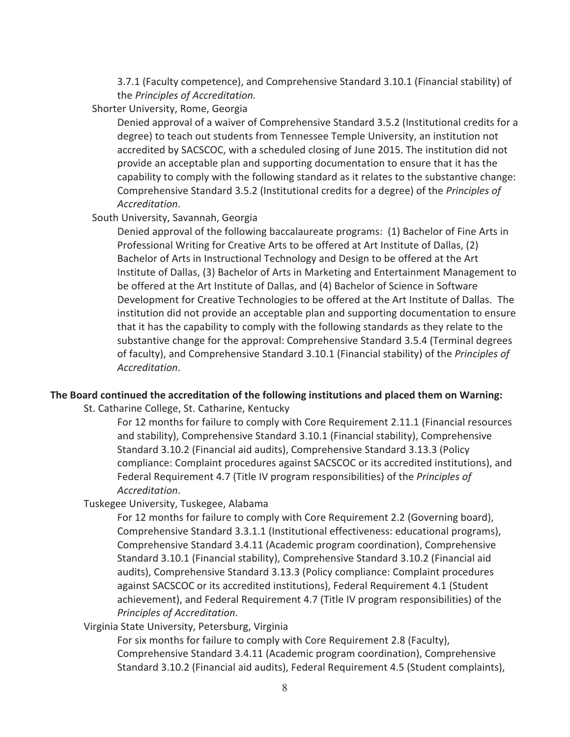3.7.1 (Faculty competence), and Comprehensive Standard 3.10.1 (Financial stability) of the *Principles of Accreditation.*

Shorter University, Rome, Georgia

Denied approval of a waiver of Comprehensive Standard 3.5.2 (Institutional credits for a degree) to teach out students from Tennessee Temple University, an institution not accredited by SACSCOC, with a scheduled closing of June 2015. The institution did not provide an acceptable plan and supporting documentation to ensure that it has the capability to comply with the following standard as it relates to the substantive change: Comprehensive Standard 3.5.2 (Institutional credits for a degree) of the *Principles of Accreditation*.

South University, Savannah, Georgia

Denied approval of the following baccalaureate programs: (1) Bachelor of Fine Arts in Professional Writing for Creative Arts to be offered at Art Institute of Dallas, (2) Bachelor of Arts in Instructional Technology and Design to be offered at the Art Institute of Dallas, (3) Bachelor of Arts in Marketing and Entertainment Management to be offered at the Art Institute of Dallas, and (4) Bachelor of Science in Software Development for Creative Technologies to be offered at the Art Institute of Dallas. The institution did not provide an acceptable plan and supporting documentation to ensure that it has the capability to comply with the following standards as they relate to the substantive change for the approval: Comprehensive Standard 3.5.4 (Terminal degrees of faculty), and Comprehensive Standard 3.10.1 (Financial stability) of the *Principles of Accreditation*.

**The Board continued the accreditation of the following institutions and placed them on Warning:**

St. Catharine College, St. Catharine, Kentucky

For 12 months for failure to comply with Core Requirement 2.11.1 (Financial resources and stability), Comprehensive Standard 3.10.1 (Financial stability), Comprehensive Standard 3.10.2 (Financial aid audits), Comprehensive Standard 3.13.3 (Policy compliance: Complaint procedures against SACSCOC or its accredited institutions), and Federal Requirement 4.7 (Title IV program responsibilities) of the *Principles of Accreditation*.

Tuskegee University, Tuskegee, Alabama

For 12 months for failure to comply with Core Requirement 2.2 (Governing board), Comprehensive Standard 3.3.1.1 (Institutional effectiveness: educational programs), Comprehensive Standard 3.4.11 (Academic program coordination), Comprehensive Standard 3.10.1 (Financial stability), Comprehensive Standard 3.10.2 (Financial aid audits), Comprehensive Standard 3.13.3 (Policy compliance: Complaint procedures against SACSCOC or its accredited institutions), Federal Requirement 4.1 (Student achievement), and Federal Requirement 4.7 (Title IV program responsibilities) of the *Principles of Accreditation*.

Virginia State University, Petersburg, Virginia

For six months for failure to comply with Core Requirement 2.8 (Faculty), Comprehensive Standard 3.4.11 (Academic program coordination), Comprehensive Standard 3.10.2 (Financial aid audits), Federal Requirement 4.5 (Student complaints),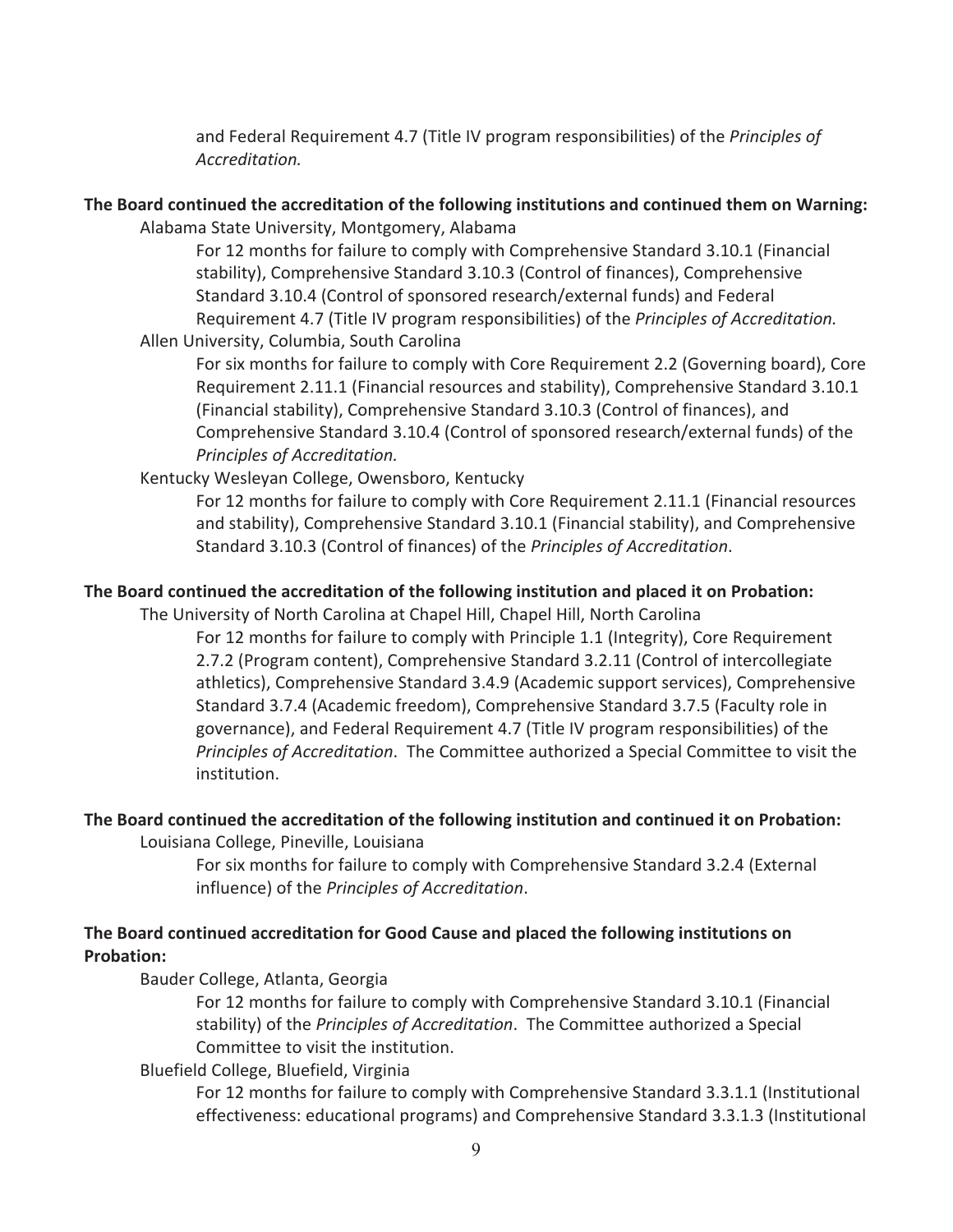and Federal Requirement 4.7 (Title IV program responsibilities) of the *Principles of Accreditation.*

**The Board continued the accreditation of the following institutions and continued them on Warning:**

Alabama State University, Montgomery, Alabama

For 12 months for failure to comply with Comprehensive Standard 3.10.1 (Financial stability), Comprehensive Standard 3.10.3 (Control of finances), Comprehensive Standard 3.10.4 (Control of sponsored research/external funds) and Federal Requirement 4.7 (Title IV program responsibilities) of the *Principles of Accreditation.*

Allen University, Columbia, South Carolina

For six months for failure to comply with Core Requirement 2.2 (Governing board), Core Requirement 2.11.1 (Financial resources and stability), Comprehensive Standard 3.10.1 (Financial stability), Comprehensive Standard 3.10.3 (Control of finances), and Comprehensive Standard 3.10.4 (Control of sponsored research/external funds) of the *Principles of Accreditation.*

Kentucky Wesleyan College, Owensboro, Kentucky

For 12 months for failure to comply with Core Requirement 2.11.1 (Financial resources and stability), Comprehensive Standard 3.10.1 (Financial stability), and Comprehensive Standard 3.10.3 (Control of finances) of the *Principles of Accreditation*.

**The Board continued the accreditation of the following institution and placed it on Probation:**

The University of North Carolina at Chapel Hill, Chapel Hill, North Carolina

For 12 months for failure to comply with Principle 1.1 (Integrity), Core Requirement 2.7.2 (Program content), Comprehensive Standard 3.2.11 (Control of intercollegiate athletics), Comprehensive Standard 3.4.9 (Academic support services), Comprehensive Standard 3.7.4 (Academic freedom), Comprehensive Standard 3.7.5 (Faculty role in governance), and Federal Requirement 4.7 (Title IV program responsibilities) of the *Principles of Accreditation*. The Committee authorized a Special Committee to visit the institution.

**The Board continued the accreditation of the following institution and continued it on Probation:**

Louisiana College, Pineville, Louisiana

For six months for failure to comply with Comprehensive Standard 3.2.4 (External influence) of the *Principles of Accreditation*.

**The Board continued accreditation for Good Cause and placed the following institutions on Probation:**

Bauder College, Atlanta, Georgia

For 12 months for failure to comply with Comprehensive Standard 3.10.1 (Financial stability) of the *Principles of Accreditation*. The Committee authorized a Special Committee to visit the institution.

Bluefield College, Bluefield, Virginia

For 12 months for failure to comply with Comprehensive Standard 3.3.1.1 (Institutional effectiveness: educational programs) and Comprehensive Standard 3.3.1.3 (Institutional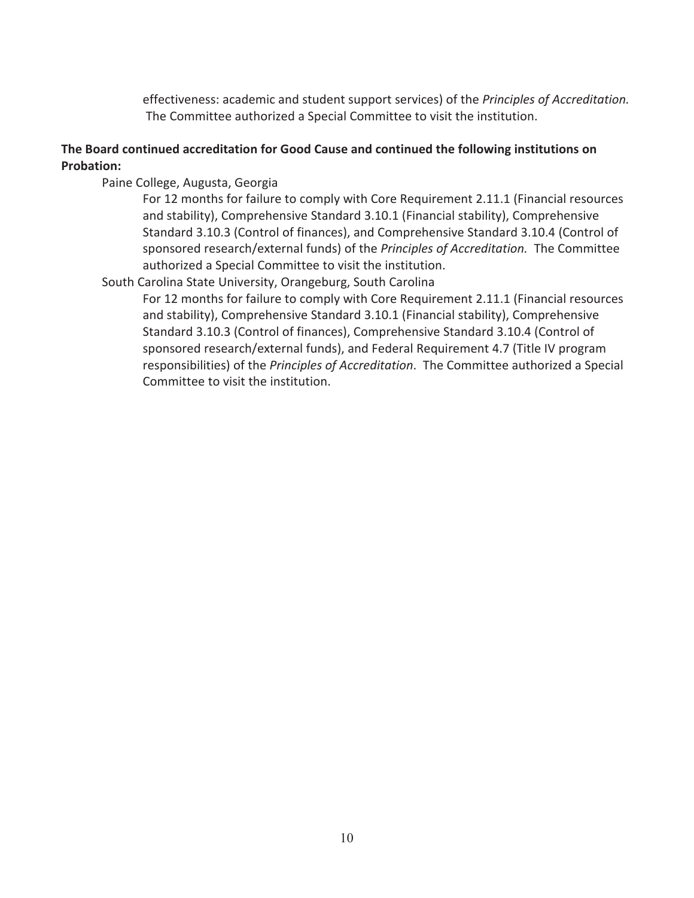effectiveness: academic and student support services) of the *Principles of Accreditation.* The Committee authorized a Special Committee to visit the institution.

**The Board continued accreditation for Good Cause and continued the following institutions on Probation:**

Paine College, Augusta, Georgia

For 12 months for failure to comply with Core Requirement 2.11.1 (Financial resources and stability), Comprehensive Standard 3.10.1 (Financial stability), Comprehensive Standard 3.10.3 (Control of finances), and Comprehensive Standard 3.10.4 (Control of sponsored research/external funds) of the *Principles of Accreditation.* The Committee authorized a Special Committee to visit the institution.

South Carolina State University, Orangeburg, South Carolina

For 12 months for failure to comply with Core Requirement 2.11.1 (Financial resources and stability), Comprehensive Standard 3.10.1 (Financial stability), Comprehensive Standard 3.10.3 (Control of finances), Comprehensive Standard 3.10.4 (Control of sponsored research/external funds), and Federal Requirement 4.7 (Title IV program responsibilities) of the *Principles of Accreditation*. The Committee authorized a Special Committee to visit the institution.